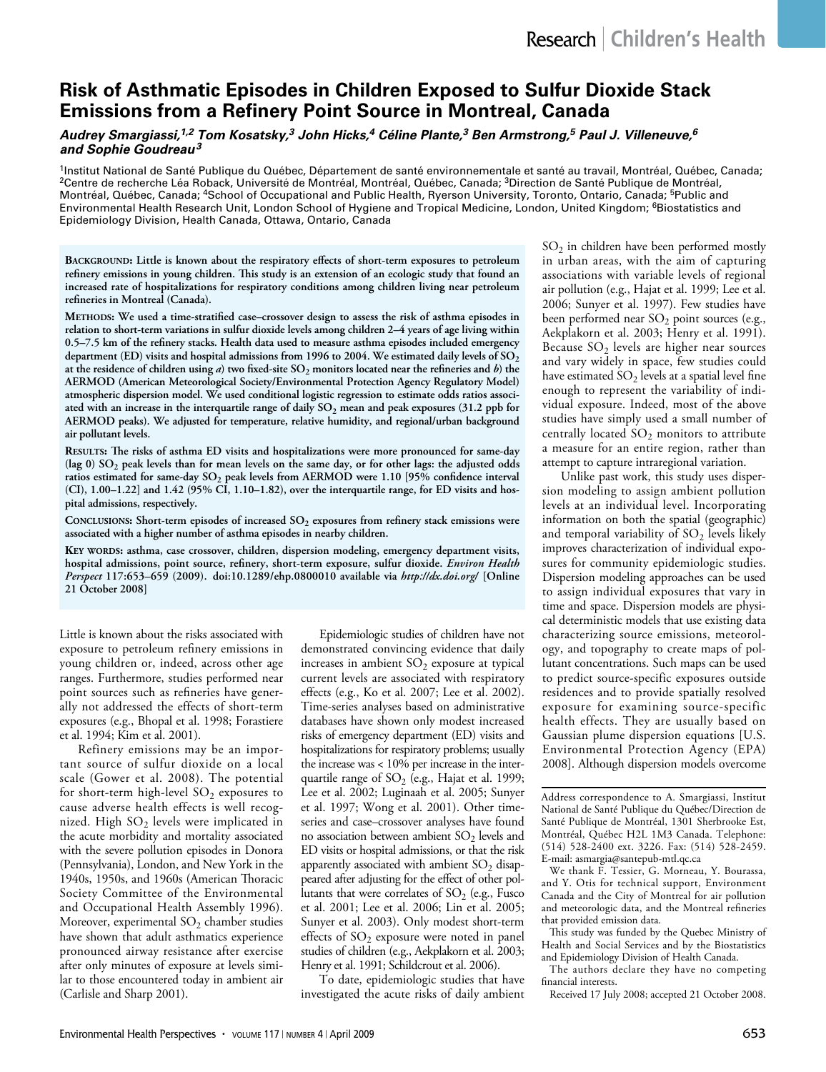# Risk of Asthmatic Episodes in Children Exposed to Sulfur Dioxide Stack Emissions from a Refinery Point Source in Montreal, Canada

***Audrey Smargiassi,[1,2] Tom Kosatsky,[3] John Hicks,[4] Céline Plante,[3] Ben Armstrong,[5] Paul J. Villeneuve,[6] and Sophie Goudreau[3]***

[1]Institut National de Santé Publique du Québec, Département de santé environnementale et santé au travail, Montréal, Québec, Canada; [2]Centre de recherche Léa Roback, Université de Montréal, Montréal, Québec, Canada; [3]Direction de Santé Publique de Montréal, Montréal, Québec, Canada; [4]School of Occupational and Public Health, Ryerson University, Toronto, Ontario, Canada; [5]Public and Environmental Health Research Unit, London School of Hygiene and Tropical Medicine, London, United Kingdom; [6]Biostatistics and Epidemiology Division, Health Canada, Ottawa, Ontario, Canada

**Background: Little is known about the respiratory effects of short-term exposures to petroleum refinery emissions in young children. This study is an extension of an ecologic study that found an increased rate of hospitalizations for respiratory conditions among children living near petroleum refineries in Montreal (Canada).**

**Methods: We used a time-stratified case–crossover design to assess the risk of asthma episodes in relation to short-term variations in sulfur dioxide levels among children 2–4 years of age living within 0.5–7.5 km of the refinery stacks. Health data used to measure asthma episodes included emergency department (ED) visits and hospital admissions from 1996 to 2004. We estimated daily levels of $SO_2$ at the residence of children using *a*) two fixed-site $SO_2$ monitors located near the refineries and *b*) the AERMOD (American Meteorological Society/Environmental Protection Agency Regulatory Model) atmospheric dispersion model. We used conditional logistic regression to estimate odds ratios associated with an increase in the interquartile range of daily $SO_2$ mean and peak exposures (31.2 ppb for AERMOD peaks). We adjusted for temperature, relative humidity, and regional/urban background air pollutant levels.**

**Results: The risks of asthma ED visits and hospitalizations were more pronounced for same-day (lag 0) $SO_2$ peak levels than for mean levels on the same day, or for other lags: the adjusted odds ratios estimated for same-day $SO_2$ peak levels from AERMOD were 1.10 [95% confidence interval (CI), 1.00–1.22] and 1.42 (95% CI, 1.10–1.82), over the interquartile range, for ED visits and hospital admissions, respectively.**

**Conclusions: Short-term episodes of increased $SO_2$ exposures from refinery stack emissions were associated with a higher number of asthma episodes in nearby children.**

**Key words: asthma, case crossover, children, dispersion modeling, emergency department visits, hospital admissions, point source, refinery, short-term exposure, sulfur dioxide. *Environ Health Perspect* 117:653–659 (2009). doi:10.1289/ehp.0800010 available via *http://dx.doi.org/* [Online 21 October 2008]**

Little is known about the risks associated with exposure to petroleum refinery emissions in young children or, indeed, across other age ranges. Furthermore, studies performed near point sources such as refineries have generally not addressed the effects of short-term exposures (e.g., Bhopal et al. 1998; Forastiere et al. 1994; Kim et al. 2001).

Refinery emissions may be an important source of sulfur dioxide on a local scale (Gower et al. 2008). The potential for short-term high-level $SO_2$ exposures to cause adverse health effects is well recognized. High $SO_2$ levels were implicated in the acute morbidity and mortality associated with the severe pollution episodes in Donora (Pennsylvania), London, and New York in the 1940s, 1950s, and 1960s (American Thoracic Society Committee of the Environmental and Occupational Health Assembly 1996). Moreover, experimental $SO_2$ chamber studies have shown that adult asthmatics experience pronounced airway resistance after exercise after only minutes of exposure at levels similar to those encountered today in ambient air (Carlisle and Sharp 2001).

Epidemiologic studies of children have not demonstrated convincing evidence that daily increases in ambient $SO_2$ exposure at typical current levels are associated with respiratory effects (e.g., Ko et al. 2007; Lee et al. 2002). Time-series analyses based on administrative databases have shown only modest increased risks of emergency department (ED) visits and hospitalizations for respiratory problems; usually the increase was < 10% per increase in the interquartile range of $SO_2$ (e.g., Hajat et al. 1999; Lee et al. 2002; Luginaah et al. 2005; Sunyer et al. 1997; Wong et al. 2001). Other time-series and case–crossover analyses have found no association between ambient $SO_2$ levels and ED visits or hospital admissions, or that the risk apparently associated with ambient $SO_2$ disappeared after adjusting for the effect of other pollutants that were correlates of $SO_2$ (e.g., Fusco et al. 2001; Lee et al. 2006; Lin et al. 2005; Sunyer et al. 2003). Only modest short-term effects of $SO_2$ exposure were noted in panel studies of children (e.g., Aekplakorn et al. 2003; Henry et al. 1991; Schildcrout et al. 2006).

To date, epidemiologic studies that have investigated the acute risks of daily ambient $SO_2$ in children have been performed mostly in urban areas, with the aim of capturing associations with variable levels of regional air pollution (e.g., Hajat et al. 1999; Lee et al. 2006; Sunyer et al. 1997). Few studies have been performed near $SO_2$ point sources (e.g., Aekplakorn et al. 2003; Henry et al. 1991). Because $SO_2$ levels are higher near sources and vary widely in space, few studies could have estimated $SO_2$ levels at a spatial level fine enough to represent the variability of individual exposure. Indeed, most of the above studies have simply used a small number of centrally located $SO_2$ monitors to attribute a measure for an entire region, rather than attempt to capture intraregional variation.

Unlike past work, this study uses dispersion modeling to assign ambient pollution levels at an individual level. Incorporating information on both the spatial (geographic) and temporal variability of $SO_2$ levels likely improves characterization of individual exposures for community epidemiologic studies. Dispersion modeling approaches can be used to assign individual exposures that vary in time and space. Dispersion models are physical deterministic models that use existing data characterizing source emissions, meteorology, and topography to create maps of pollutant concentrations. Such maps can be used to predict source-specific exposures outside residences and to provide spatially resolved exposure for examining source-specific health effects. They are usually based on Gaussian plume dispersion equations [U.S. Environmental Protection Agency (EPA) 2008]. Although dispersion models overcome

---

Address correspondence to A. Smargiassi, Institut National de Santé Publique du Québec/Direction de Santé Publique de Montréal, 1301 Sherbrooke Est, Montréal, Québec H2L 1M3 Canada. Telephone: (514) 528-2400 ext. 3226. Fax: (514) 528-2459. E-mail: asmargia@santepub-mtl.qc.ca

We thank F. Tessier, G. Morneau, Y. Bourassa, and Y. Otis for technical support, Environment Canada and the City of Montreal for air pollution and meteorologic data, and the Montreal refineries that provided emission data.

This study was funded by the Quebec Ministry of Health and Social Services and by the Biostatistics and Epidemiology Division of Health Canada.

The authors declare they have no competing financial interests.

Received 17 July 2008; accepted 21 October 2008.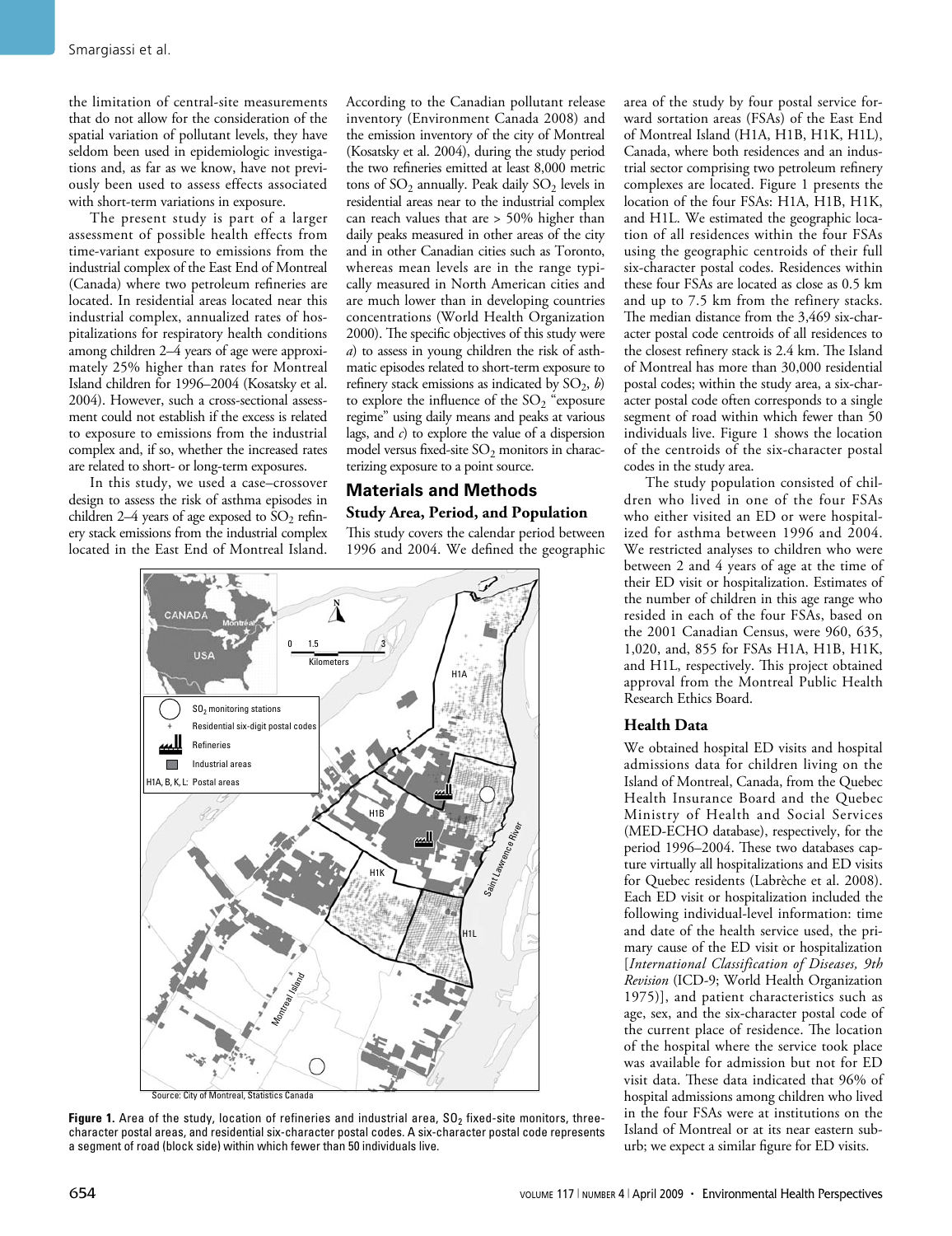the limitation of central-site measurements that do not allow for the consideration of the spatial variation of pollutant levels, they have seldom been used in epidemiologic investigations and, as far as we know, have not previously been used to assess effects associated with short-term variations in exposure.

The present study is part of a larger assessment of possible health effects from time-variant exposure to emissions from the industrial complex of the East End of Montreal (Canada) where two petroleum refineries are located. In residential areas located near this industrial complex, annualized rates of hospitalizations for respiratory health conditions among children 2–4 years of age were approximately 25% higher than rates for Montreal Island children for 1996–2004 (Kosatsky et al. 2004). However, such a cross-sectional assessment could not establish if the excess is related to exposure to emissions from the industrial complex and, if so, whether the increased rates are related to short- or long-term exposures.

In this study, we used a case–crossover design to assess the risk of asthma episodes in children 2–4 years of age exposed to $SO_2$ refinery stack emissions from the industrial complex located in the East End of Montreal Island. According to the Canadian pollutant release inventory (Environment Canada 2008) and the emission inventory of the city of Montreal (Kosatsky et al. 2004), during the study period the two refineries emitted at least 8,000 metric tons of $SO_2$ annually. Peak daily $SO_2$ levels in residential areas near to the industrial complex can reach values that are > 50% higher than daily peaks measured in other areas of the city and in other Canadian cities such as Toronto, whereas mean levels are in the range typically measured in North American cities and are much lower than in developing countries concentrations (World Health Organization 2000). The specific objectives of this study were *a*) to assess in young children the risk of asthmatic episodes related to short-term exposure to refinery stack emissions as indicated by $SO_2$, *b*) to explore the influence of the $SO_2$ "exposure regime" using daily means and peaks at various lags, and *c*) to explore the value of a dispersion model versus fixed-site $SO_2$ monitors in characterizing exposure to a point source.

## Materials and Methods

### Study Area, Period, and Population

This study covers the calendar period between 1996 and 2004. We defined the geographic area of the study by four postal service forward sortation areas (FSAs) of the East End of Montreal Island (H1A, H1B, H1K, H1L), Canada, where both residences and an industrial sector comprising two petroleum refinery complexes are located. Figure 1 presents the location of the four FSAs: H1A, H1B, H1K, and H1L. We estimated the geographic location of all residences within the four FSAs using the geographic centroids of their full six-character postal codes. Residences within these four FSAs are located as close as 0.5 km and up to 7.5 km from the refinery stacks. The median distance from the 3,469 six-character postal code centroids of all residences to the closest refinery stack is 2.4 km. The Island of Montreal has more than 30,000 residential postal codes; within the study area, a six-character postal code often corresponds to a single segment of road within which fewer than 50 individuals live. Figure 1 shows the location of the centroids of the six-character postal codes in the study area.

The study population consisted of children who lived in one of the four FSAs who either visited an ED or were hospitalized for asthma between 1996 and 2004. We restricted analyses to children who were between 2 and 4 years of age at the time of their ED visit or hospitalization. Estimates of the number of children in this age range who resided in each of the four FSAs, based on the 2001 Canadian Census, were 960, 635, 1,020, and, 855 for FSAs H1A, H1B, H1K, and H1L, respectively. This project obtained approval from the Montreal Public Health Research Ethics Board.

Source: City of Montreal, Statistics Canada

**Figure 1.** Area of the study, location of refineries and industrial area, $SO_2$ fixed-site monitors, three-character postal areas, and residential six-character postal codes. A six-character postal code represents a segment of road (block side) within which fewer than 50 individuals live.

### Health Data

We obtained hospital ED visits and hospital admissions data for children living on the Island of Montreal, Canada, from the Quebec Health Insurance Board and the Quebec Ministry of Health and Social Services (MED-ECHO database), respectively, for the period 1996–2004. These two databases capture virtually all hospitalizations and ED visits for Quebec residents (Labrèche et al. 2008). Each ED visit or hospitalization included the following individual-level information: time and date of the health service used, the primary cause of the ED visit or hospitalization [*International Classification of Diseases, 9th Revision* (ICD-9; World Health Organization 1975)], and patient characteristics such as age, sex, and the six-character postal code of the current place of residence. The location of the hospital where the service took place was available for admission but not for ED visit data. These data indicated that 96% of hospital admissions among children who lived in the four FSAs were at institutions on the Island of Montreal or at its near eastern suburb; we expect a similar figure for ED visits.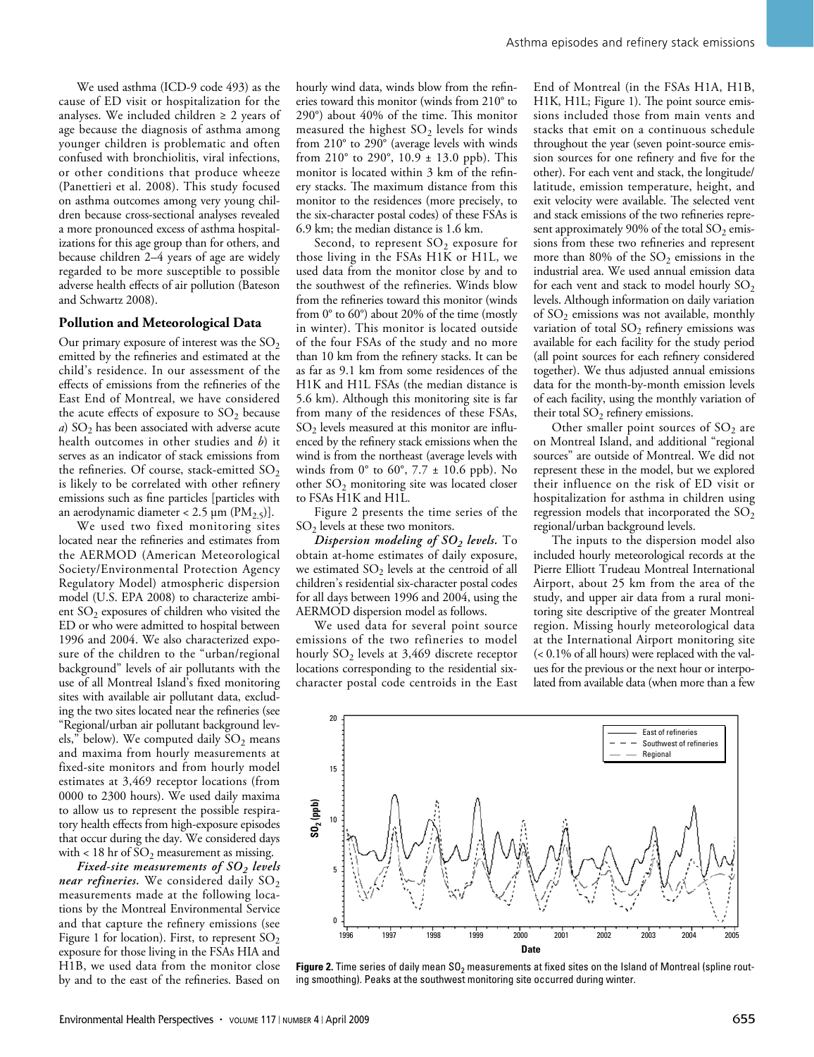We used asthma (ICD-9 code 493) as the cause of ED visit or hospitalization for the analyses. We included children ≥ 2 years of age because the diagnosis of asthma among younger children is problematic and often confused with bronchiolitis, viral infections, or other conditions that produce wheeze (Panettieri et al. 2008). This study focused on asthma outcomes among very young children because cross-sectional analyses revealed a more pronounced excess of asthma hospitalizations for this age group than for others, and because children 2–4 years of age are widely regarded to be more susceptible to possible adverse health effects of air pollution (Bateson and Schwartz 2008).

### Pollution and Meteorological Data

Our primary exposure of interest was the $SO_2$ emitted by the refineries and estimated at the child's residence. In our assessment of the effects of emissions from the refineries of the East End of Montreal, we have considered the acute effects of exposure to $SO_2$ because *a*) $SO_2$ has been associated with adverse acute health outcomes in other studies and *b*) it serves as an indicator of stack emissions from the refineries. Of course, stack-emitted $SO_2$ is likely to be correlated with other refinery emissions such as fine particles [particles with an aerodynamic diameter < 2.5 μm ($PM_{2.5}$)].

We used two fixed monitoring sites located near the refineries and estimates from the AERMOD (American Meteorological Society/Environmental Protection Agency Regulatory Model) atmospheric dispersion model (U.S. EPA 2008) to characterize ambient $SO_2$ exposures of children who visited the ED or who were admitted to hospital between 1996 and 2004. We also characterized exposure of the children to the "urban/regional background" levels of air pollutants with the use of all Montreal Island's fixed monitoring sites with available air pollutant data, excluding the two sites located near the refineries (see "Regional/urban air pollutant background levels," below). We computed daily $SO_2$ means and maxima from hourly measurements at fixed-site monitors and from hourly model estimates at 3,469 receptor locations (from 0000 to 2300 hours). We used daily maxima to allow us to represent the possible respiratory health effects from high-exposure episodes that occur during the day. We considered days with < 18 hr of $SO_2$ measurement as missing.

***Fixed-site measurements of $SO_2$ levels near refineries.*** We considered daily $SO_2$ measurements made at the following locations by the Montreal Environmental Service and that capture the refinery emissions (see Figure 1 for location). First, to represent $SO_2$ exposure for those living in the FSAs HIA and H1B, we used data from the monitor close by and to the east of the refineries. Based on hourly wind data, winds blow from the refineries toward this monitor (winds from 210° to 290°) about 40% of the time. This monitor measured the highest $SO_2$ levels for winds from 210° to 290° (average levels with winds from 210° to 290°, 10.9 ± 13.0 ppb). This monitor is located within 3 km of the refinery stacks. The maximum distance from this monitor to the residences (more precisely, to the six-character postal codes) of these FSAs is 6.9 km; the median distance is 1.6 km.

Second, to represent $SO_2$ exposure for those living in the FSAs H1K or H1L, we used data from the monitor close by and to the southwest of the refineries. Winds blow from the refineries toward this monitor (winds from 0° to 60°) about 20% of the time (mostly in winter). This monitor is located outside of the four FSAs of the study and no more than 10 km from the refinery stacks. It can be as far as 9.1 km from some residences of the H1K and H1L FSAs (the median distance is 5.6 km). Although this monitoring site is far from many of the residences of these FSAs, $SO_2$ levels measured at this monitor are influenced by the refinery stack emissions when the wind is from the northeast (average levels with winds from 0° to 60°, 7.7 ± 10.6 ppb). No other $SO_2$ monitoring site was located closer to FSAs H1K and H1L.

Figure 2 presents the time series of the $SO_2$ levels at these two monitors.

***Dispersion modeling of $SO_2$ levels.*** To obtain at-home estimates of daily exposure, we estimated $SO_2$ levels at the centroid of all children's residential six-character postal codes for all days between 1996 and 2004, using the AERMOD dispersion model as follows.

We used data for several point source emissions of the two refineries to model hourly $SO_2$ levels at 3,469 discrete receptor locations corresponding to the residential six-character postal code centroids in the East End of Montreal (in the FSAs H1A, H1B, H1K, H1L; Figure 1). The point source emissions included those from main vents and stacks that emit on a continuous schedule throughout the year (seven point-source emission sources for one refinery and five for the other). For each vent and stack, the longitude/latitude, emission temperature, height, and exit velocity were available. The selected vent and stack emissions of the two refineries represent approximately 90% of the total $SO_2$ emissions from these two refineries and represent more than 80% of the $SO_2$ emissions in the industrial area. We used annual emission data for each vent and stack to model hourly $SO_2$ levels. Although information on daily variation of $SO_2$ emissions was not available, monthly variation of total $SO_2$ refinery emissions was available for each facility for the study period (all point sources for each refinery considered together). We thus adjusted annual emissions data for the month-by-month emission levels of each facility, using the monthly variation of their total $SO_2$ refinery emissions.

Other smaller point sources of $SO_2$ are on Montreal Island, and additional "regional sources" are outside of Montreal. We did not represent these in the model, but we explored their influence on the risk of ED visit or hospitalization for asthma in children using regression models that incorporated the $SO_2$ regional/urban background levels.

The inputs to the dispersion model also included hourly meteorological records at the Pierre Elliott Trudeau Montreal International Airport, about 25 km from the area of the study, and upper air data from a rural monitoring site descriptive of the greater Montreal region. Missing hourly meteorological data at the International Airport monitoring site (< 0.1% of all hours) were replaced with the values for the previous or the next hour or interpolated from available data (when more than a few

**Figure 2.** Time series of daily mean $SO_2$ measurements at fixed sites on the Island of Montreal (spline routing smoothing). Peaks at the southwest monitoring site occurred during winter.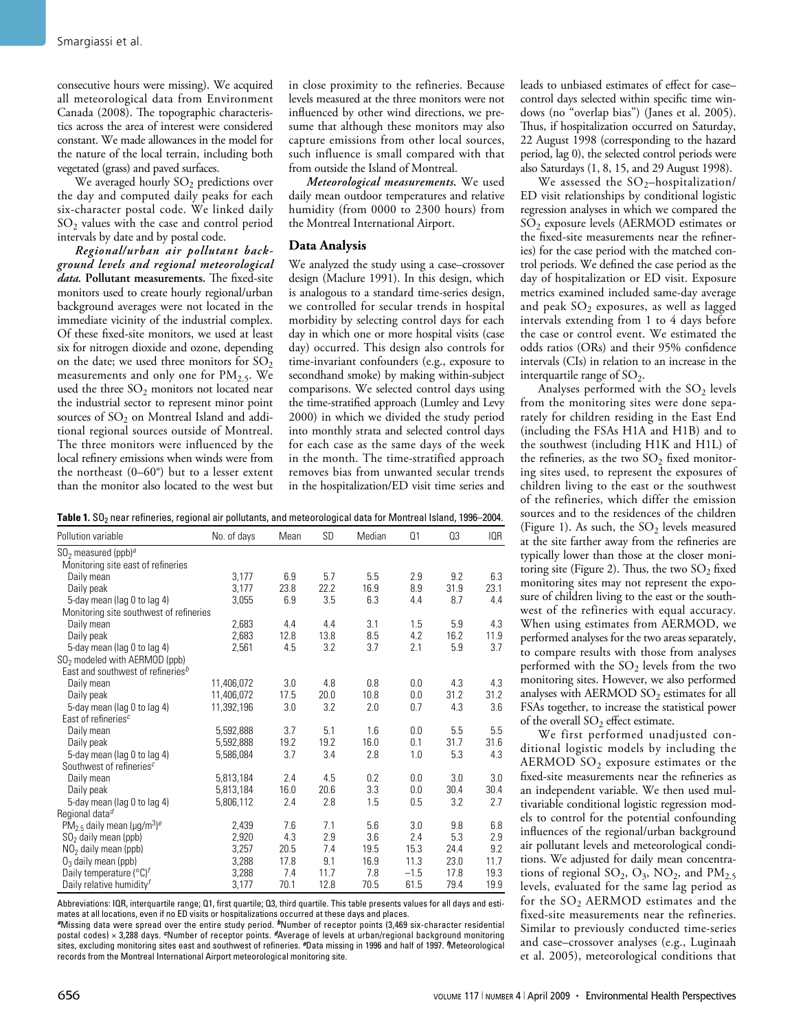consecutive hours were missing). We acquired all meteorological data from Environment Canada (2008). The topographic characteristics across the area of interest were considered constant. We made allowances in the model for the nature of the local terrain, including both vegetated (grass) and paved surfaces.

We averaged hourly $SO_2$ predictions over the day and computed daily peaks for each six-character postal code. We linked daily $SO_2$ values with the case and control period intervals by date and by postal code.

***Regional/urban air pollutant background levels and regional meteorological data.*** **Pollutant measurements.** The fixed-site monitors used to create hourly regional/urban background averages were not located in the immediate vicinity of the industrial complex. Of these fixed-site monitors, we used at least six for nitrogen dioxide and ozone, depending on the date; we used three monitors for $SO_2$ measurements and only one for $PM_{2.5}$. We used the three $SO_2$ monitors not located near the industrial sector to represent minor point sources of $SO_2$ on Montreal Island and additional regional sources outside of Montreal. The three monitors were influenced by the local refinery emissions when winds were from the northeast (0–60°) but to a lesser extent than the monitor also located to the west but in close proximity to the refineries. Because levels measured at the three monitors were not influenced by other wind directions, we presume that although these monitors may also capture emissions from other local sources, such influence is small compared with that from outside the Island of Montreal.

***Meteorological measurements.*** We used daily mean outdoor temperatures and relative humidity (from 0000 to 2300 hours) from the Montreal International Airport.

## Data Analysis

We analyzed the study using a case–crossover design (Maclure 1991). In this design, which is analogous to a standard time-series design, we controlled for secular trends in hospital morbidity by selecting control days for each day in which one or more hospital visits (case day) occurred. This design also controls for time-invariant confounders (e.g., exposure to secondhand smoke) by making within-subject comparisons. We selected control days using the time-stratified approach (Lumley and Levy 2000) in which we divided the study period into monthly strata and selected control days for each case as the same days of the week in the month. The time-stratified approach removes bias from unwanted secular trends in the hospitalization/ED visit time series and leads to unbiased estimates of effect for case–control days selected within specific time windows (no "overlap bias") (Janes et al. 2005). Thus, if hospitalization occurred on Saturday, 22 August 1998 (corresponding to the hazard period, lag 0), the selected control periods were also Saturdays (1, 8, 15, and 29 August 1998).

We assessed the $SO_2$–hospitalization/ED visit relationships by conditional logistic regression analyses in which we compared the $SO_2$ exposure levels (AERMOD estimates or the fixed-site measurements near the refineries) for the case period with the matched control periods. We defined the case period as the day of hospitalization or ED visit. Exposure metrics examined included same-day average and peak $SO_2$ exposures, as well as lagged intervals extending from 1 to 4 days before the case or control event. We estimated the odds ratios (ORs) and their 95% confidence intervals (CIs) in relation to an increase in the interquartile range of $SO_2$.

Analyses performed with the $SO_2$ levels from the monitoring sites were done separately for children residing in the East End (including the FSAs H1A and H1B) and to the southwest (including H1K and H1L) of the refineries, as the two $SO_2$ fixed monitoring sites used, to represent the exposures of children living to the east or the southwest of the refineries, which differ the emission sources and to the residences of the children (Figure 1). As such, the $SO_2$ levels measured at the site farther away from the refineries are typically lower than those at the closer monitoring site (Figure 2). Thus, the two $SO_2$ fixed monitoring sites may not represent the exposure of children living to the east or the southwest of the refineries with equal accuracy. When using estimates from AERMOD, we performed analyses for the two areas separately, to compare results with those from analyses performed with the $SO_2$ levels from the two monitoring sites. However, we also performed analyses with AERMOD $SO_2$ estimates for all FSAs together, to increase the statistical power of the overall $SO_2$ effect estimate.

We first performed unadjusted conditional logistic models by including the AERMOD $SO_2$ exposure estimates or the fixed-site measurements near the refineries as an independent variable. We then used multivariable conditional logistic regression models to control for the potential confounding influences of the regional/urban background air pollutant levels and meteorological conditions. We adjusted for daily mean concentrations of regional $SO_2$, $O_3$, $NO_2$, and $PM_{2.5}$ levels, evaluated for the same lag period as for the $SO_2$ AERMOD estimates and the fixed-site measurements near the refineries. Similar to previously conducted time-series and case–crossover analyses (e.g., Luginaah et al. 2005), meteorological conditions that

**Table 1.** $SO_2$ near refineries, regional air pollutants, and meteorological data for Montreal Island, 1996–2004.

| Pollution variable | No. of days | Mean | SD | Median | Q1 | Q3 | IQR |
|---|---|---|---|---|---|---|---|
| $SO_2$ measured (ppb)[a] | | | | | | | |
| Monitoring site east of refineries | | | | | | | |
| Daily mean | 3,177 | 6.9 | 5.7 | 5.5 | 2.9 | 9.2 | 6.3 |
| Daily peak | 3,177 | 23.8 | 22.2 | 16.9 | 8.9 | 31.9 | 23.1 |
| 5-day mean (lag 0 to lag 4) | 3,055 | 6.9 | 3.5 | 6.3 | 4.4 | 8.7 | 4.4 |
| Monitoring site southwest of refineries | | | | | | | |
| Daily mean | 2,683 | 4.4 | 4.4 | 3.1 | 1.5 | 5.9 | 4.3 |
| Daily peak | 2,683 | 12.8 | 13.8 | 8.5 | 4.2 | 16.2 | 11.9 |
| 5-day mean (lag 0 to lag 4) | 2,561 | 4.5 | 3.2 | 3.7 | 2.1 | 5.9 | 3.7 |
| $SO_2$ modeled with AERMOD (ppb) | | | | | | | |
| East and southwest of refineries[b] | | | | | | | |
| Daily mean | 11,406,072 | 3.0 | 4.8 | 0.8 | 0.0 | 4.3 | 4.3 |
| Daily peak | 11,406,072 | 17.5 | 20.0 | 10.8 | 0.0 | 31.2 | 31.2 |
| 5-day mean (lag 0 to lag 4) | 11,392,196 | 3.0 | 3.2 | 2.0 | 0.7 | 4.3 | 3.6 |
| East of refineries[c] | | | | | | | |
| Daily mean | 5,592,888 | 3.7 | 5.1 | 1.6 | 0.0 | 5.5 | 5.5 |
| Daily peak | 5,592,888 | 19.2 | 19.2 | 16.0 | 0.1 | 31.7 | 31.6 |
| 5-day mean (lag 0 to lag 4) | 5,586,084 | 3.7 | 3.4 | 2.8 | 1.0 | 5.3 | 4.3 |
| Southwest of refineries[c] | | | | | | | |
| Daily mean | 5,813,184 | 2.4 | 4.5 | 0.2 | 0.0 | 3.0 | 3.0 |
| Daily peak | 5,813,184 | 16.0 | 20.6 | 3.3 | 0.0 | 30.4 | 30.4 |
| 5-day mean (lag 0 to lag 4) | 5,806,112 | 2.4 | 2.8 | 1.5 | 0.5 | 3.2 | 2.7 |
| Regional data[d] | | | | | | | |
| $PM_{2.5}$ daily mean (μg/m$^3$)[e] | 2,439 | 7.6 | 7.1 | 5.6 | 3.0 | 9.8 | 6.8 |
| $SO_2$ daily mean (ppb) | 2,920 | 4.3 | 2.9 | 3.6 | 2.4 | 5.3 | 2.9 |
| $NO_2$ daily mean (ppb) | 3,257 | 20.5 | 7.4 | 19.5 | 15.3 | 24.4 | 9.2 |
| $O_3$ daily mean (ppb) | 3,288 | 17.8 | 9.1 | 16.9 | 11.3 | 23.0 | 11.7 |
| Daily temperature (°C)[f] | 3,288 | 7.4 | 11.7 | 7.8 | −1.5 | 17.8 | 19.3 |
| Daily relative humidity[f] | 3,177 | 70.1 | 12.8 | 70.5 | 61.5 | 79.4 | 19.9 |

Abbreviations: IQR, interquartile range; Q1, first quartile; Q3, third quartile. This table presents values for all days and estimates at all locations, even if no ED visits or hospitalizations occurred at these days and places.
[a]Missing data were spread over the entire study period. [b]Number of receptor points (3,469 six-character residential postal codes) × 3,288 days. [c]Number of receptor points. [d]Average of levels at urban/regional background monitoring sites, excluding monitoring sites east and southwest of refineries. [e]Data missing in 1996 and half of 1997. [f]Meteorological records from the Montreal International Airport meteorological monitoring site.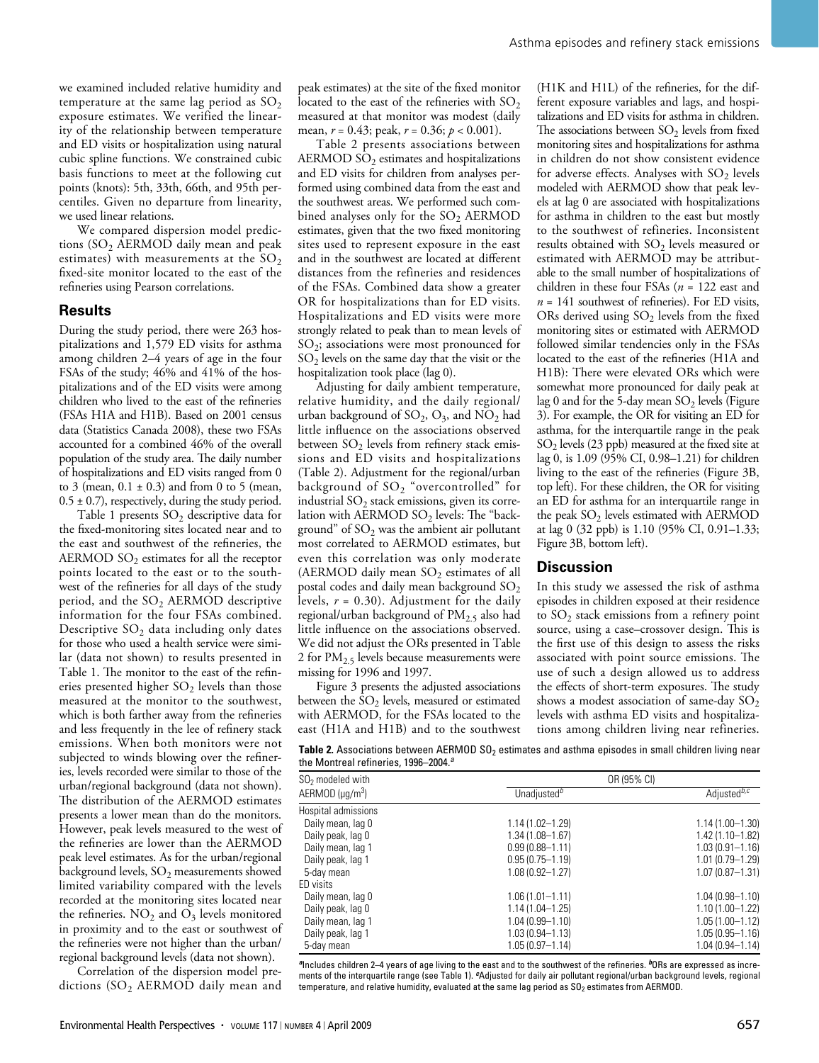we examined included relative humidity and temperature at the same lag period as $SO_2$ exposure estimates. We verified the linearity of the relationship between temperature and ED visits or hospitalization using natural cubic spline functions. We constrained cubic basis functions to meet at the following cut points (knots): 5th, 33th, 66th, and 95th percentiles. Given no departure from linearity, we used linear relations.

We compared dispersion model predictions ($SO_2$ AERMOD daily mean and peak estimates) with measurements at the $SO_2$ fixed-site monitor located to the east of the refineries using Pearson correlations.

## Results

During the study period, there were 263 hospitalizations and 1,579 ED visits for asthma among children 2–4 years of age in the four FSAs of the study; 46% and 41% of the hospitalizations and of the ED visits were among children who lived to the east of the refineries (FSAs H1A and H1B). Based on 2001 census data (Statistics Canada 2008), these two FSAs accounted for a combined 46% of the overall population of the study area. The daily number of hospitalizations and ED visits ranged from 0 to 3 (mean, 0.1 ± 0.3) and from 0 to 5 (mean, 0.5 ± 0.7), respectively, during the study period.

Table 1 presents $SO_2$ descriptive data for the fixed-monitoring sites located near and to the east and southwest of the refineries, the AERMOD $SO_2$ estimates for all the receptor points located to the east or to the southwest of the refineries for all days of the study period, and the $SO_2$ AERMOD descriptive information for the four FSAs combined. Descriptive $SO_2$ data including only dates for those who used a health service were similar (data not shown) to results presented in Table 1. The monitor to the east of the refineries presented higher $SO_2$ levels than those measured at the monitor to the southwest, which is both farther away from the refineries and less frequently in the lee of refinery stack emissions. When both monitors were not subjected to winds blowing over the refineries, levels recorded were similar to those of the urban/regional background (data not shown). The distribution of the AERMOD estimates presents a lower mean than do the monitors. However, peak levels measured to the west of the refineries are lower than the AERMOD peak level estimates. As for the urban/regional background levels, $SO_2$ measurements showed limited variability compared with the levels recorded at the monitoring sites located near the refineries. $NO_2$ and $O_3$ levels monitored in proximity and to the east or southwest of the refineries were not higher than the urban/regional background levels (data not shown).

Correlation of the dispersion model predictions ($SO_2$ AERMOD daily mean and peak estimates) at the site of the fixed monitor located to the east of the refineries with $SO_2$ measured at that monitor was modest (daily mean, $r = 0.43$; peak, $r = 0.36$; $p < 0.001$).

Table 2 presents associations between AERMOD $SO_2$ estimates and hospitalizations and ED visits for children from analyses performed using combined data from the east and the southwest areas. We performed such combined analyses only for the $SO_2$ AERMOD estimates, given that the two fixed monitoring sites used to represent exposure in the east and in the southwest are located at different distances from the refineries and residences of the FSAs. Combined data show a greater OR for hospitalizations than for ED visits. Hospitalizations and ED visits were more strongly related to peak than to mean levels of $SO_2$; associations were most pronounced for $SO_2$ levels on the same day that the visit or the hospitalization took place (lag 0).

Adjusting for daily ambient temperature, relative humidity, and the daily regional/urban background of $SO_2$, $O_3$, and $NO_2$ had little influence on the associations observed between $SO_2$ levels from refinery stack emissions and ED visits and hospitalizations (Table 2). Adjustment for the regional/urban background of $SO_2$ "overcontrolled" for industrial $SO_2$ stack emissions, given its correlation with AERMOD $SO_2$ levels: The "background" of $SO_2$ was the ambient air pollutant most correlated to AERMOD estimates, but even this correlation was only moderate (AERMOD daily mean $SO_2$ estimates of all postal codes and daily mean background $SO_2$ levels, $r = 0.30$). Adjustment for the daily regional/urban background of $PM_{2.5}$ also had little influence on the associations observed. We did not adjust the ORs presented in Table 2 for $PM_{2.5}$ levels because measurements were missing for 1996 and 1997.

Figure 3 presents the adjusted associations between the $SO_2$ levels, measured or estimated with AERMOD, for the FSAs located to the east (H1A and H1B) and to the southwest (H1K and H1L) of the refineries, for the different exposure variables and lags, and hospitalizations and ED visits for asthma in children. The associations between $SO_2$ levels from fixed monitoring sites and hospitalizations for asthma in children do not show consistent evidence for adverse effects. Analyses with $SO_2$ levels modeled with AERMOD show that peak levels at lag 0 are associated with hospitalizations for asthma in children to the east but mostly to the southwest of refineries. Inconsistent results obtained with $SO_2$ levels measured or estimated with AERMOD may be attributable to the small number of hospitalizations of children in these four FSAs ($n = 122$ east and $n = 141$ southwest of refineries). For ED visits, ORs derived using $SO_2$ levels from the fixed monitoring sites or estimated with AERMOD followed similar tendencies only in the FSAs located to the east of the refineries (H1A and H1B): There were elevated ORs which were somewhat more pronounced for daily peak at lag 0 and for the 5-day mean $SO_2$ levels (Figure 3). For example, the OR for visiting an ED for asthma, for the interquartile range in the peak $SO_2$ levels (23 ppb) measured at the fixed site at lag 0, is 1.09 (95% CI, 0.98–1.21) for children living to the east of the refineries (Figure 3B, top left). For these children, the OR for visiting an ED for asthma for an interquartile range in the peak $SO_2$ levels estimated with AERMOD at lag 0 (32 ppb) is 1.10 (95% CI, 0.91–1.33; Figure 3B, bottom left).

## Discussion

In this study we assessed the risk of asthma episodes in children exposed at their residence to $SO_2$ stack emissions from a refinery point source, using a case–crossover design. This is the first use of this design to assess the risks associated with point source emissions. The use of such a design allowed us to address the effects of short-term exposures. The study shows a modest association of same-day $SO_2$ levels with asthma ED visits and hospitalizations among children living near refineries.

**Table 2.** Associations between AERMOD $SO_2$ estimates and asthma episodes in small children living near the Montreal refineries, 1996–2004.[a]

| $SO_2$ modeled with AERMOD ($\mu g/m^3$) | OR (95% CI) Unadjusted[b] | OR (95% CI) Adjusted[b,c] |
|---|---|---|
| Hospital admissions | | |
| Daily mean, lag 0 | 1.14 (1.02–1.29) | 1.14 (1.00–1.30) |
| Daily peak, lag 0 | 1.34 (1.08–1.67) | 1.42 (1.10–1.82) |
| Daily mean, lag 1 | 0.99 (0.88–1.11) | 1.03 (0.91–1.16) |
| Daily peak, lag 1 | 0.95 (0.75–1.19) | 1.01 (0.79–1.29) |
| 5-day mean | 1.08 (0.92–1.27) | 1.07 (0.87–1.31) |
| ED visits | | |
| Daily mean, lag 0 | 1.06 (1.01–1.11) | 1.04 (0.98–1.10) |
| Daily peak, lag 0 | 1.14 (1.04–1.25) | 1.10 (1.00–1.22) |
| Daily mean, lag 1 | 1.04 (0.99–1.10) | 1.05 (1.00–1.12) |
| Daily peak, lag 1 | 1.03 (0.94–1.13) | 1.05 (0.95–1.16) |
| 5-day mean | 1.05 (0.97–1.14) | 1.04 (0.94–1.14) |

[a]Includes children 2–4 years of age living to the east and to the southwest of the refineries. [b]ORs are expressed as increments of the interquartile range (see Table 1). [c]Adjusted for daily air pollutant regional/urban background levels, regional temperature, and relative humidity, evaluated at the same lag period as $SO_2$ estimates from AERMOD.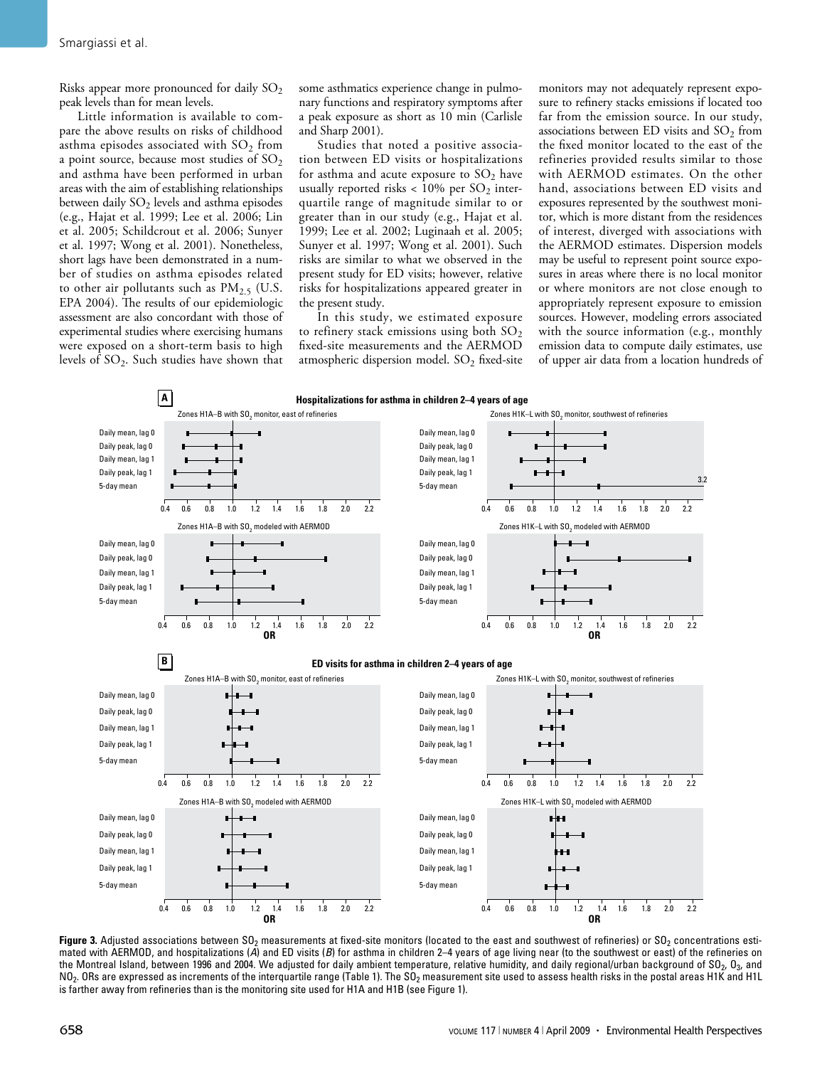Risks appear more pronounced for daily $SO_2$ peak levels than for mean levels.

Little information is available to compare the above results on risks of childhood asthma episodes associated with $SO_2$ from a point source, because most studies of $SO_2$ and asthma have been performed in urban areas with the aim of establishing relationships between daily $SO_2$ levels and asthma episodes (e.g., Hajat et al. 1999; Lee et al. 2006; Lin et al. 2005; Schildcrout et al. 2006; Sunyer et al. 1997; Wong et al. 2001). Nonetheless, short lags have been demonstrated in a number of studies on asthma episodes related to other air pollutants such as $PM_{2.5}$ (U.S. EPA 2004). The results of our epidemiologic assessment are also concordant with those of experimental studies where exercising humans were exposed on a short-term basis to high levels of $SO_2$. Such studies have shown that some asthmatics experience change in pulmonary functions and respiratory symptoms after a peak exposure as short as 10 min (Carlisle and Sharp 2001).

Studies that noted a positive association between ED visits or hospitalizations for asthma and acute exposure to $SO_2$ have usually reported risks < 10% per $SO_2$ interquartile range of magnitude similar to or greater than in our study (e.g., Hajat et al. 1999; Lee et al. 2002; Luginaah et al. 2005; Sunyer et al. 1997; Wong et al. 2001). Such risks are similar to what we observed in the present study for ED visits; however, relative risks for hospitalizations appeared greater in the present study.

In this study, we estimated exposure to refinery stack emissions using both $SO_2$ fixed-site measurements and the AERMOD atmospheric dispersion model. $SO_2$ fixed-site monitors may not adequately represent exposure to refinery stacks emissions if located too far from the emission source. In our study, associations between ED visits and $SO_2$ from the fixed monitor located to the east of the refineries provided results similar to those with AERMOD estimates. On the other hand, associations between ED visits and exposures represented by the southwest monitor, which is more distant from the residences of interest, diverged with associations with the AERMOD estimates. Dispersion models may be useful to represent point source exposures in areas where there is no local monitor or where monitors are not close enough to appropriately represent exposure to emission sources. However, modeling errors associated with the source information (e.g., monthly emission data to compute daily estimates, use of upper air data from a location hundreds of

**Figure 3.** Adjusted associations between $SO_2$ measurements at fixed-site monitors (located to the east and southwest of refineries) or $SO_2$ concentrations estimated with AERMOD, and hospitalizations (*A*) and ED visits (*B*) for asthma in children 2–4 years of age living near (to the southwest or east) of the refineries on the Montreal Island, between 1996 and 2004. We adjusted for daily ambient temperature, relative humidity, and daily regional/urban background of $SO_2$, $O_3$, and $NO_2$. ORs are expressed as increments of the interquartile range (Table 1). The $SO_2$ measurement site used to assess health risks in the postal areas H1K and H1L is farther away from refineries than is the monitoring site used for H1A and H1B (see Figure 1).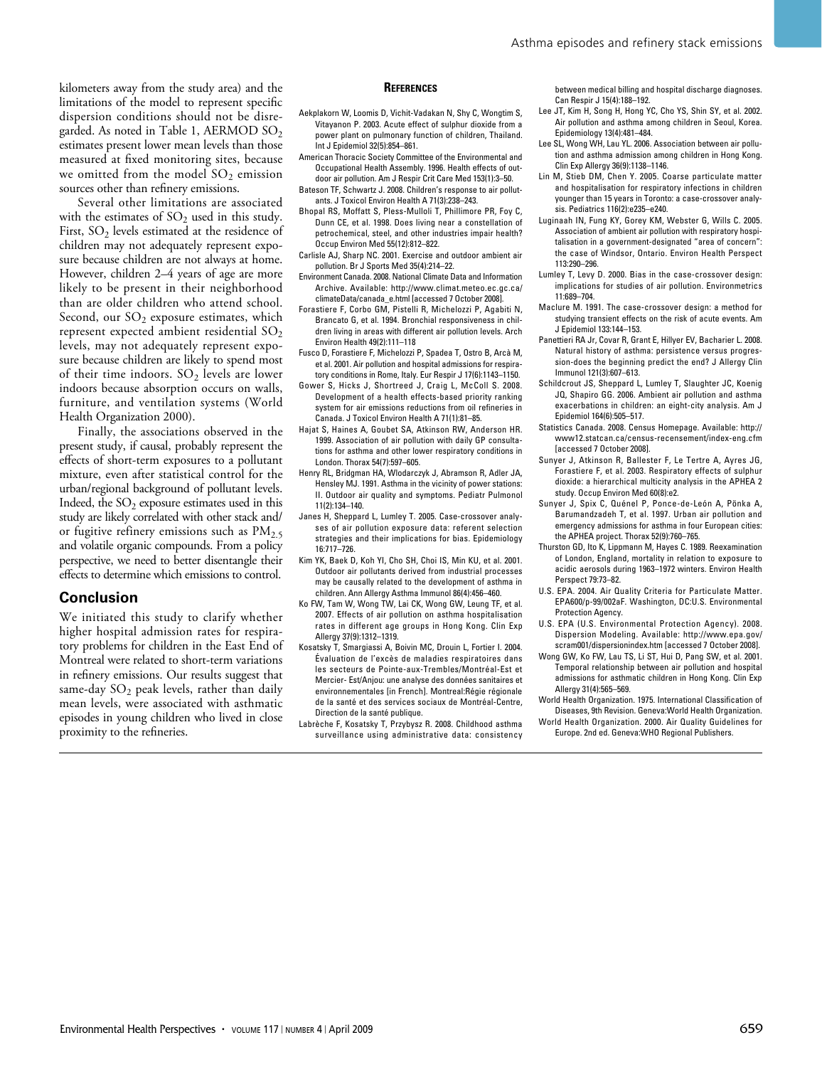kilometers away from the study area) and the limitations of the model to represent specific dispersion conditions should not be disregarded. As noted in Table 1, AERMOD $SO_2$ estimates present lower mean levels than those measured at fixed monitoring sites, because we omitted from the model $SO_2$ emission sources other than refinery emissions.

Several other limitations are associated with the estimates of $SO_2$ used in this study. First, $SO_2$ levels estimated at the residence of children may not adequately represent exposure because children are not always at home. However, children 2–4 years of age are more likely to be present in their neighborhood than are older children who attend school. Second, our $SO_2$ exposure estimates, which represent expected ambient residential $SO_2$ levels, may not adequately represent exposure because children are likely to spend most of their time indoors. $SO_2$ levels are lower indoors because absorption occurs on walls, furniture, and ventilation systems (World Health Organization 2000).

Finally, the associations observed in the present study, if causal, probably represent the effects of short-term exposures to a pollutant mixture, even after statistical control for the urban/regional background of pollutant levels. Indeed, the $SO_2$ exposure estimates used in this study are likely correlated with other stack and/or fugitive refinery emissions such as $PM_{2.5}$ and volatile organic compounds. From a policy perspective, we need to better disentangle their effects to determine which emissions to control.

## Conclusion

We initiated this study to clarify whether higher hospital admission rates for respiratory problems for children in the East End of Montreal were related to short-term variations in refinery emissions. Our results suggest that same-day $SO_2$ peak levels, rather than daily mean levels, were associated with asthmatic episodes in young children who lived in close proximity to the refineries.

## References

Aekplakorn W, Loomis D, Vichit-Vadakan N, Shy C, Wongtim S, Vitayanon P. 2003. Acute effect of sulphur dioxide from a power plant on pulmonary function of children, Thailand. Int J Epidemiol 32(5):854–861.

American Thoracic Society Committee of the Environmental and Occupational Health Assembly. 1996. Health effects of outdoor air pollution. Am J Respir Crit Care Med 153(1):3–50.

Bateson TF, Schwartz J. 2008. Children's response to air pollutants. J Toxicol Environ Health A 71(3):238–243.

Bhopal RS, Moffatt S, Pless-Mulloli T, Phillimore PR, Foy C, Dunn CE, et al. 1998. Does living near a constellation of petrochemical, steel, and other industries impair health? Occup Environ Med 55(12):812–822.

Carlisle AJ, Sharp NC. 2001. Exercise and outdoor ambient air pollution. Br J Sports Med 35(4):214–22.

Environment Canada. 2008. National Climate Data and Information Archive. Available: http://www.climat.meteo.ec.gc.ca/climateData/canada_e.html [accessed 7 October 2008].

Forastiere F, Corbo GM, Pistelli R, Michelozzi P, Agabiti N, Brancato G, et al. 1994. Bronchial responsiveness in children living in areas with different air pollution levels. Arch Environ Health 49(2):111–118

Fusco D, Forastiere F, Michelozzi P, Spadea T, Ostro B, Arcà M, et al. 2001. Air pollution and hospital admissions for respiratory conditions in Rome, Italy. Eur Respir J 17(6):1143–1150.

Gower S, Hicks J, Shortreed J, Craig L, McColl S. 2008. Development of a health effects-based priority ranking system for air emissions reductions from oil refineries in Canada. J Toxicol Environ Health A 71(1):81–85.

Hajat S, Haines A, Goubet SA, Atkinson RW, Anderson HR. 1999. Association of air pollution with daily GP consultations for asthma and other lower respiratory conditions in London. Thorax 54(7):597–605.

Henry RL, Bridgman HA, Wlodarczyk J, Abramson R, Adler JA, Hensley MJ. 1991. Asthma in the vicinity of power stations: II. Outdoor air quality and symptoms. Pediatr Pulmonol 11(2):134–140.

Janes H, Sheppard L, Lumley T. 2005. Case-crossover analyses of air pollution exposure data: referent selection strategies and their implications for bias. Epidemiology 16:717–726.

Kim YK, Baek D, Koh YI, Cho SH, Choi IS, Min KU, et al. 2001. Outdoor air pollutants derived from industrial processes may be causally related to the development of asthma in children. Ann Allergy Asthma Immunol 86(4):456–460.

Ko FW, Tam W, Wong TW, Lai CK, Wong GW, Leung TF, et al. 2007. Effects of air pollution on asthma hospitalisation rates in different age groups in Hong Kong. Clin Exp Allergy 37(9):1312–1319.

Kosatsky T, Smargiassi A, Boivin MC, Drouin L, Fortier I. 2004. Évaluation de l'excès de maladies respiratoires dans les secteurs de Pointe-aux-Trembles/Montréal-Est et Mercier- Est/Anjou: une analyse des données sanitaires et environnementales [in French]. Montreal:Régie régionale de la santé et des services sociaux de Montréal-Centre, Direction de la santé publique.

Labrèche F, Kosatsky T, Przybysz R. 2008. Childhood asthma surveillance using administrative data: consistency between medical billing and hospital discharge diagnoses. Can Respir J 15(4):188–192.

Lee JT, Kim H, Song H, Hong YC, Cho YS, Shin SY, et al. 2002. Air pollution and asthma among children in Seoul, Korea. Epidemiology 13(4):481–484.

Lee SL, Wong WH, Lau YL. 2006. Association between air pollution and asthma admission among children in Hong Kong. Clin Exp Allergy 36(9):1138–1146.

Lin M, Stieb DM, Chen Y. 2005. Coarse particulate matter and hospitalisation for respiratory infections in children younger than 15 years in Toronto: a case-crossover analysis. Pediatrics 116(2):e235–e240.

Luginaah IN, Fung KY, Gorey KM, Webster G, Wills C. 2005. Association of ambient air pollution with respiratory hospitalisation in a government-designated "area of concern": the case of Windsor, Ontario. Environ Health Perspect 113:290–296.

Lumley T, Levy D. 2000. Bias in the case-crossover design: implications for studies of air pollution. Environmetrics 11:689–704.

Maclure M. 1991. The case-crossover design: a method for studying transient effects on the risk of acute events. Am J Epidemiol 133:144–153.

Panettieri RA Jr, Covar R, Grant E, Hillyer EV, Bacharier L. 2008. Natural history of asthma: persistence versus progression-does the beginning predict the end? J Allergy Clin Immunol 121(3):607–613.

Schildcrout JS, Sheppard L, Lumley T, Slaughter JC, Koenig JQ, Shapiro GG. 2006. Ambient air pollution and asthma exacerbations in children: an eight-city analysis. Am J Epidemiol 164(6):505–517.

Statistics Canada. 2008. Census Homepage. Available: http://www12.statcan.ca/census-recensement/index-eng.cfm [accessed 7 October 2008].

Sunyer J, Atkinson R, Ballester F, Le Tertre A, Ayres JG, Forastiere F, et al. 2003. Respiratory effects of sulphur dioxide: a hierarchical multicity analysis in the APHEA 2 study. Occup Environ Med 60(8):e2.

Sunyer J, Spix C, Quénel P, Ponce-de-León A, Pönka A, Barumandzadeh T, et al. 1997. Urban air pollution and emergency admissions for asthma in four European cities: the APHEA project. Thorax 52(9):760–765.

Thurston GD, Ito K, Lippmann M, Hayes C. 1989. Reexamination of London, England, mortality in relation to exposure to acidic aerosols during 1963–1972 winters. Environ Health Perspect 79:73–82.

U.S. EPA. 2004. Air Quality Criteria for Particulate Matter. EPA600/p-99/002aF. Washington, DC:U.S. Environmental Protection Agency.

U.S. EPA (U.S. Environmental Protection Agency). 2008. Dispersion Modeling. Available: http://www.epa.gov/scram001/dispersionindex.htm [accessed 7 October 2008].

Wong GW, Ko FW, Lau TS, Li ST, Hui D, Pang SW, et al. 2001. Temporal relationship between air pollution and hospital admissions for asthmatic children in Hong Kong. Clin Exp Allergy 31(4):565–569.

World Health Organization. 1975. International Classification of Diseases, 9th Revision. Geneva:World Health Organization.

World Health Organization. 2000. Air Quality Guidelines for Europe. 2nd ed. Geneva:WHO Regional Publishers.